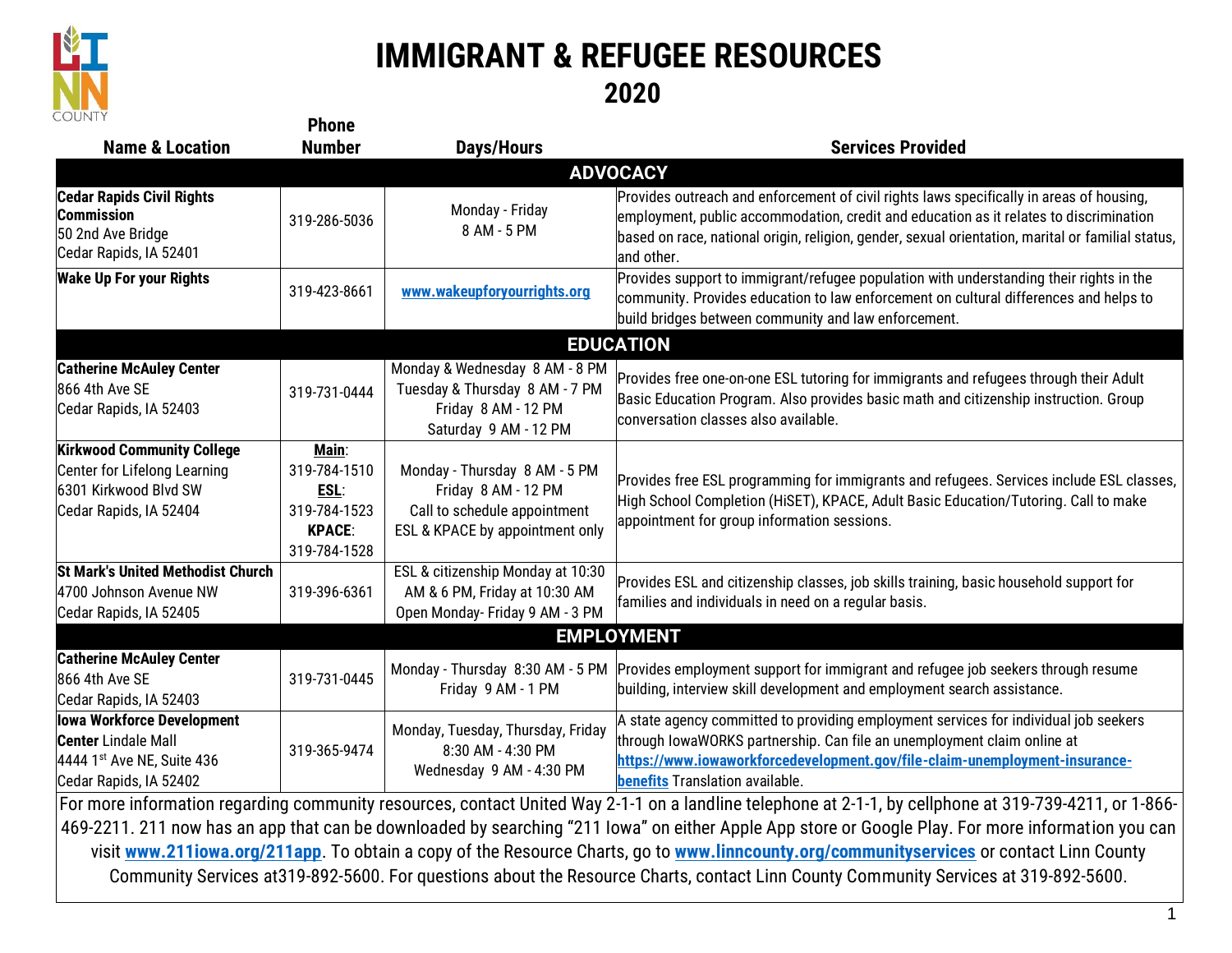# IMMIGRANT & REFUGEE RESOURCES

## 2020

| Name & Location | Phone Number | Days/Hours | Services Provided |
|---|---|---|---|
| **ADVOCACY** | | | |
| **Cedar Rapids Civil Rights Commission** 50 2nd Ave Bridge Cedar Rapids, IA 52401 | 319-286-5036 | Monday - Friday 8 AM - 5 PM | Provides outreach and enforcement of civil rights laws specifically in areas of housing, employment, public accommodation, credit and education as it relates to discrimination based on race, national origin, religion, gender, sexual orientation, marital or familial status, and other. |
| **Wake Up For your Rights** | 319-423-8661 | **www.wakeupforyourrights.org** | Provides support to immigrant/refugee population with understanding their rights in the community. Provides education to law enforcement on cultural differences and helps to build bridges between community and law enforcement. |
| **EDUCATION** | | | |
| **Catherine McAuley Center** 866 4th Ave SE Cedar Rapids, IA 52403 | 319-731-0444 | Monday & Wednesday 8 AM - 8 PM Tuesday & Thursday 8 AM - 7 PM Friday 8 AM - 12 PM Saturday 9 AM - 12 PM | Provides free one-on-one ESL tutoring for immigrants and refugees through their Adult Basic Education Program. Also provides basic math and citizenship instruction. Group conversation classes also available. |
| **Kirkwood Community College** Center for Lifelong Learning 6301 Kirkwood Blvd SW Cedar Rapids, IA 52404 | **Main**: 319-784-1510 **ESL**: 319-784-1523 **KPACE**: 319-784-1528 | Monday - Thursday 8 AM - 5 PM Friday 8 AM - 12 PM Call to schedule appointment ESL & KPACE by appointment only | Provides free ESL programming for immigrants and refugees. Services include ESL classes, High School Completion (HiSET), KPACE, Adult Basic Education/Tutoring. Call to make appointment for group information sessions. |
| **St Mark's United Methodist Church** 4700 Johnson Avenue NW Cedar Rapids, IA 52405 | 319-396-6361 | ESL & citizenship Monday at 10:30 AM & 6 PM, Friday at 10:30 AM Open Monday- Friday 9 AM - 3 PM | Provides ESL and citizenship classes, job skills training, basic household support for families and individuals in need on a regular basis. |
| **EMPLOYMENT** | | | |
| **Catherine McAuley Center** 866 4th Ave SE Cedar Rapids, IA 52403 | 319-731-0445 | Monday - Thursday 8:30 AM - 5 PM Friday 9 AM - 1 PM | Provides employment support for immigrant and refugee job seekers through resume building, interview skill development and employment search assistance. |
| **Iowa Workforce Development Center** Lindale Mall 4444 1st Ave NE, Suite 436 Cedar Rapids, IA 52402 | 319-365-9474 | Monday, Tuesday, Thursday, Friday 8:30 AM - 4:30 PM Wednesday 9 AM - 4:30 PM | A state agency committed to providing employment services for individual job seekers through IowaWORKS partnership. Can file an unemployment claim online at **https://www.iowaworkforcedevelopment.gov/file-claim-unemployment-insurance-benefits** Translation available. |

For more information regarding community resources, contact United Way 2-1-1 on a landline telephone at 2-1-1, by cellphone at 319-739-4211, or 1-866-469-2211. 211 now has an app that can be downloaded by searching "211 Iowa" on either Apple App store or Google Play. For more information you can visit **www.211iowa.org/211app**. To obtain a copy of the Resource Charts, go to **www.linncounty.org/communityservices** or contact Linn County Community Services at319-892-5600. For questions about the Resource Charts, contact Linn County Community Services at 319-892-5600.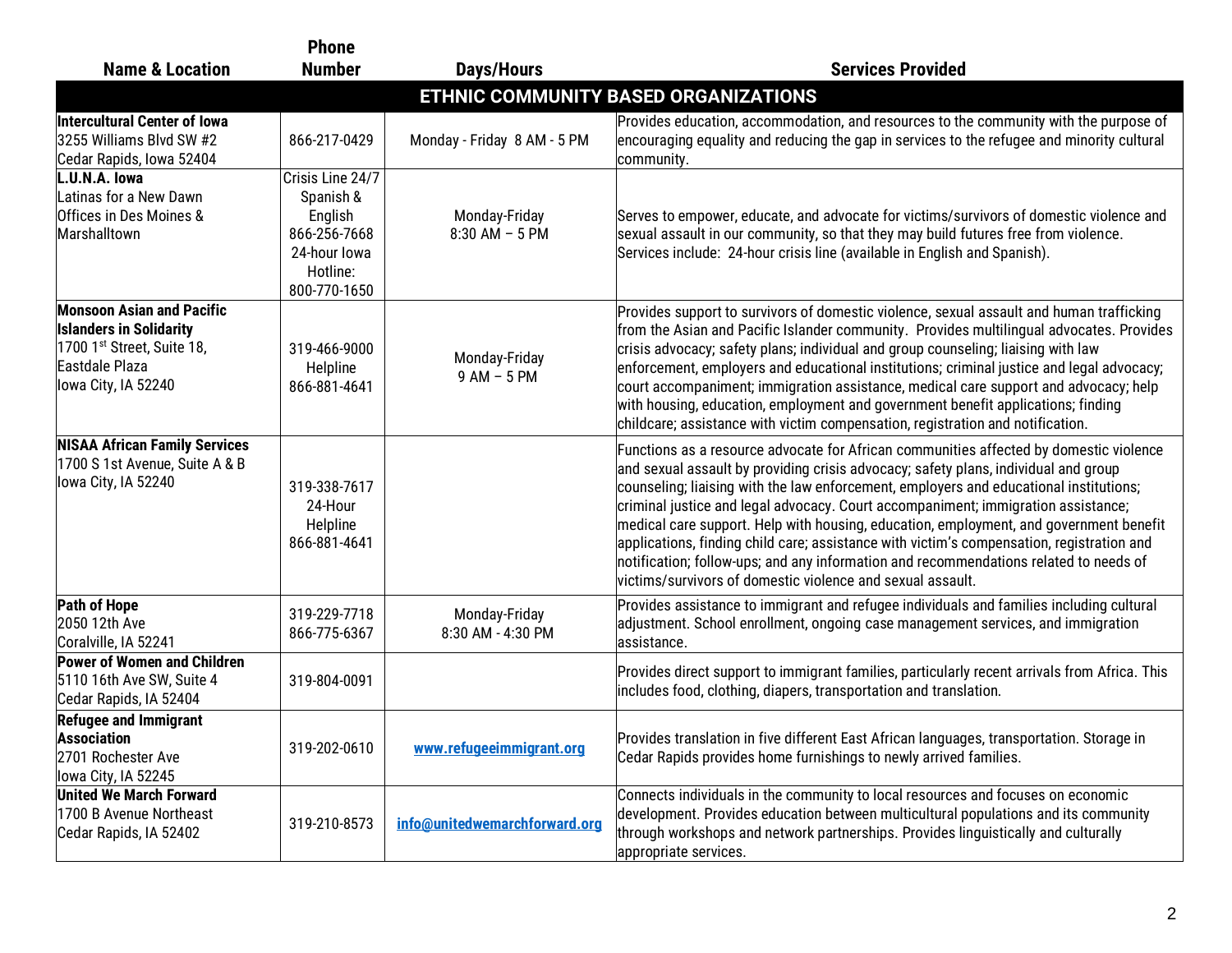| Name & Location | Phone Number | Days/Hours | Services Provided |
|---|---|---|---|
| **ETHNIC COMMUNITY BASED ORGANIZATIONS** | | | |
| **Intercultural Center of Iowa**<br>3255 Williams Blvd SW #2<br>Cedar Rapids, Iowa 52404 | 866-217-0429 | Monday - Friday 8 AM - 5 PM | Provides education, accommodation, and resources to the community with the purpose of encouraging equality and reducing the gap in services to the refugee and minority cultural community. |
| **L.U.N.A. Iowa**<br>Latinas for a New Dawn<br>Offices in Des Moines & Marshalltown | Crisis Line 24/7 Spanish & English 866-256-7668<br>24-hour Iowa Hotline: 800-770-1650 | Monday-Friday<br>8:30 AM – 5 PM | Serves to empower, educate, and advocate for victims/survivors of domestic violence and sexual assault in our community, so that they may build futures free from violence. Services include: 24-hour crisis line (available in English and Spanish). |
| **Monsoon Asian and Pacific Islanders in Solidarity**<br>1700 1st Street, Suite 18, Eastdale Plaza<br>Iowa City, IA 52240 | 319-466-9000<br>Helpline<br>866-881-4641 | Monday-Friday<br>9 AM – 5 PM | Provides support to survivors of domestic violence, sexual assault and human trafficking from the Asian and Pacific Islander community. Provides multilingual advocates. Provides crisis advocacy; safety plans; individual and group counseling; liaising with law enforcement, employers and educational institutions; criminal justice and legal advocacy; court accompaniment; immigration assistance, medical care support and advocacy; help with housing, education, employment and government benefit applications; finding childcare; assistance with victim compensation, registration and notification. |
| **NISAA African Family Services**<br>1700 S 1st Avenue, Suite A & B<br>Iowa City, IA 52240 | 319-338-7617<br>24-Hour Helpline<br>866-881-4641 | | Functions as a resource advocate for African communities affected by domestic violence and sexual assault by providing crisis advocacy; safety plans, individual and group counseling; liaising with the law enforcement, employers and educational institutions; criminal justice and legal advocacy. Court accompaniment; immigration assistance; medical care support. Help with housing, education, employment, and government benefit applications, finding child care; assistance with victim's compensation, registration and notification; follow-ups; and any information and recommendations related to needs of victims/survivors of domestic violence and sexual assault. |
| **Path of Hope**<br>2050 12th Ave<br>Coralville, IA 52241 | 319-229-7718<br>866-775-6367 | Monday-Friday<br>8:30 AM - 4:30 PM | Provides assistance to immigrant and refugee individuals and families including cultural adjustment. School enrollment, ongoing case management services, and immigration assistance. |
| **Power of Women and Children**<br>5110 16th Ave SW, Suite 4<br>Cedar Rapids, IA 52404 | 319-804-0091 | | Provides direct support to immigrant families, particularly recent arrivals from Africa. This includes food, clothing, diapers, transportation and translation. |
| **Refugee and Immigrant Association**<br>2701 Rochester Ave<br>Iowa City, IA 52245 | 319-202-0610 | www.refugeeimmigrant.org | Provides translation in five different East African languages, transportation. Storage in Cedar Rapids provides home furnishings to newly arrived families. |
| **United We March Forward**<br>1700 B Avenue Northeast<br>Cedar Rapids, IA 52402 | 319-210-8573 | info@unitedwemarchforward.org | Connects individuals in the community to local resources and focuses on economic development. Provides education between multicultural populations and its community through workshops and network partnerships. Provides linguistically and culturally appropriate services. |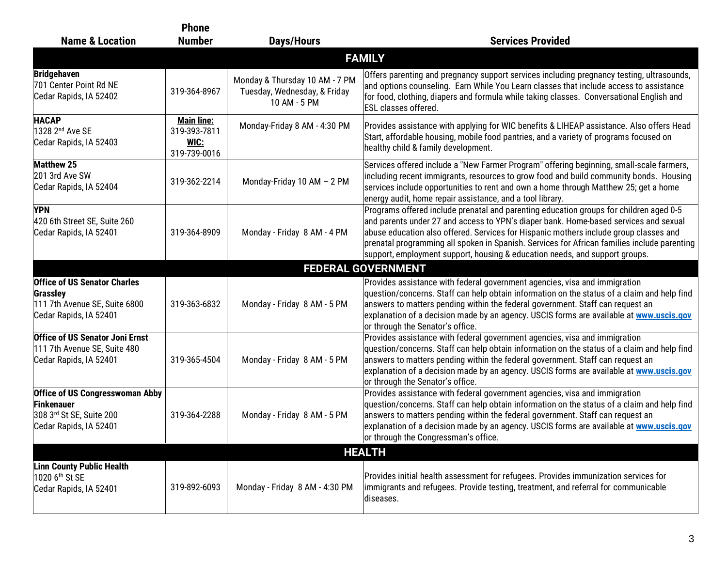| Name & Location | Phone Number | Days/Hours | Services Provided |
|---|---|---|---|
| **FAMILY** | | | |
| **Bridgehaven**<br>701 Center Point Rd NE<br>Cedar Rapids, IA 52402 | 319-364-8967 | Monday & Thursday 10 AM - 7 PM<br>Tuesday, Wednesday, & Friday 10 AM - 5 PM | Offers parenting and pregnancy support services including pregnancy testing, ultrasounds, and options counseling. Earn While You Learn classes that include access to assistance for food, clothing, diapers and formula while taking classes. Conversational English and ESL classes offered. |
| **HACAP**<br>1328 2nd Ave SE<br>Cedar Rapids, IA 52403 | **Main line:**<br>319-393-7811<br>**WIC:**<br>319-739-0016 | Monday-Friday 8 AM - 4:30 PM | Provides assistance with applying for WIC benefits & LIHEAP assistance. Also offers Head Start, affordable housing, mobile food pantries, and a variety of programs focused on healthy child & family development. |
| **Matthew 25**<br>201 3rd Ave SW<br>Cedar Rapids, IA 52404 | 319-362-2214 | Monday-Friday 10 AM – 2 PM | Services offered include a "New Farmer Program" offering beginning, small-scale farmers, including recent immigrants, resources to grow food and build community bonds. Housing services include opportunities to rent and own a home through Matthew 25; get a home energy audit, home repair assistance, and a tool library. |
| **YPN**<br>420 6th Street SE, Suite 260<br>Cedar Rapids, IA 52401 | 319-364-8909 | Monday - Friday 8 AM - 4 PM | Programs offered include prenatal and parenting education groups for children aged 0-5 and parents under 27 and access to YPN's diaper bank. Home-based services and sexual abuse education also offered. Services for Hispanic mothers include group classes and prenatal programming all spoken in Spanish. Services for African families include parenting support, employment support, housing & education needs, and support groups. |
| **FEDERAL GOVERNMENT** | | | |
| **Office of US Senator Charles Grassley**<br>111 7th Avenue SE, Suite 6800<br>Cedar Rapids, IA 52401 | 319-363-6832 | Monday - Friday 8 AM - 5 PM | Provides assistance with federal government agencies, visa and immigration question/concerns. Staff can help obtain information on the status of a claim and help find answers to matters pending within the federal government. Staff can request an explanation of a decision made by an agency. USCIS forms are available at **www.uscis.gov** or through the Senator's office. |
| **Office of US Senator Joni Ernst**<br>111 7th Avenue SE, Suite 480<br>Cedar Rapids, IA 52401 | 319-365-4504 | Monday - Friday 8 AM - 5 PM | Provides assistance with federal government agencies, visa and immigration question/concerns. Staff can help obtain information on the status of a claim and help find answers to matters pending within the federal government. Staff can request an explanation of a decision made by an agency. USCIS forms are available at **www.uscis.gov** or through the Senator's office. |
| **Office of US Congresswoman Abby Finkenauer**<br>308 3rd St SE, Suite 200<br>Cedar Rapids, IA 52401 | 319-364-2288 | Monday - Friday 8 AM - 5 PM | Provides assistance with federal government agencies, visa and immigration question/concerns. Staff can help obtain information on the status of a claim and help find answers to matters pending within the federal government. Staff can request an explanation of a decision made by an agency. USCIS forms are available at **www.uscis.gov** or through the Congressman's office. |
| **HEALTH** | | | |
| **Linn County Public Health**<br>1020 6th St SE<br>Cedar Rapids, IA 52401 | 319-892-6093 | Monday - Friday 8 AM - 4:30 PM | Provides initial health assessment for refugees. Provides immunization services for immigrants and refugees. Provide testing, treatment, and referral for communicable diseases. |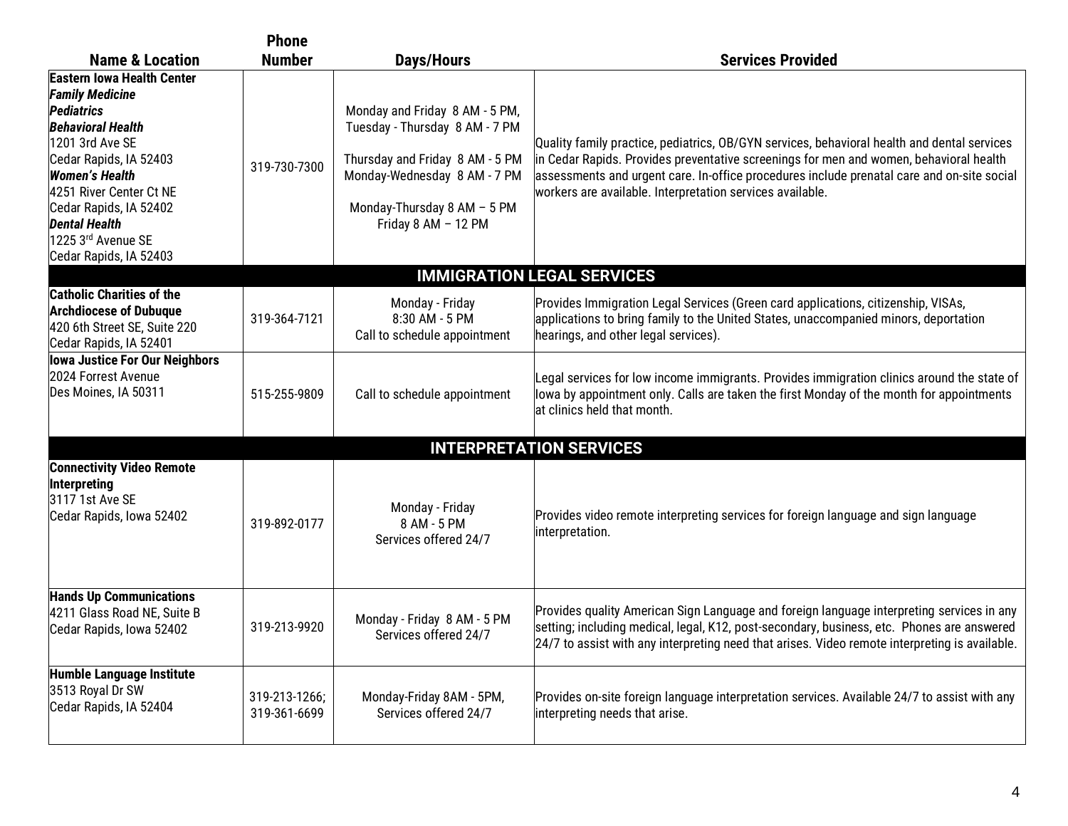| Name & Location | Phone Number | Days/Hours | Services Provided |
|---|---|---|---|
| **Eastern Iowa Health Center**<br>***Family Medicine***<br>***Pediatrics***<br>***Behavioral Health***<br>1201 3rd Ave SE<br>Cedar Rapids, IA 52403<br>***Women's Health***<br>4251 River Center Ct NE<br>Cedar Rapids, IA 52402<br>***Dental Health***<br>1225 3rd Avenue SE<br>Cedar Rapids, IA 52403 | 319-730-7300 | Monday and Friday 8 AM - 5 PM,<br>Tuesday - Thursday 8 AM - 7 PM<br><br>Thursday and Friday 8 AM - 5 PM<br>Monday-Wednesday 8 AM - 7 PM<br><br>Monday-Thursday 8 AM – 5 PM<br>Friday 8 AM – 12 PM | Quality family practice, pediatrics, OB/GYN services, behavioral health and dental services in Cedar Rapids. Provides preventative screenings for men and women, behavioral health assessments and urgent care. In-office procedures include prenatal care and on-site social workers are available. Interpretation services available. |
| **IMMIGRATION LEGAL SERVICES** | | | |
| **Catholic Charities of the Archdiocese of Dubuque**<br>420 6th Street SE, Suite 220<br>Cedar Rapids, IA 52401 | 319-364-7121 | Monday - Friday<br>8:30 AM - 5 PM<br>Call to schedule appointment | Provides Immigration Legal Services (Green card applications, citizenship, VISAs, applications to bring family to the United States, unaccompanied minors, deportation hearings, and other legal services). |
| **Iowa Justice For Our Neighbors**<br>2024 Forrest Avenue<br>Des Moines, IA 50311 | 515-255-9809 | Call to schedule appointment | Legal services for low income immigrants. Provides immigration clinics around the state of Iowa by appointment only. Calls are taken the first Monday of the month for appointments at clinics held that month. |
| **INTERPRETATION SERVICES** | | | |
| **Connectivity Video Remote Interpreting**<br>3117 1st Ave SE<br>Cedar Rapids, Iowa 52402 | 319-892-0177 | Monday - Friday<br>8 AM - 5 PM<br>Services offered 24/7 | Provides video remote interpreting services for foreign language and sign language interpretation. |
| **Hands Up Communications**<br>4211 Glass Road NE, Suite B<br>Cedar Rapids, Iowa 52402 | 319-213-9920 | Monday - Friday 8 AM - 5 PM<br>Services offered 24/7 | Provides quality American Sign Language and foreign language interpreting services in any setting; including medical, legal, K12, post-secondary, business, etc. Phones are answered 24/7 to assist with any interpreting need that arises. Video remote interpreting is available. |
| **Humble Language Institute**<br>3513 Royal Dr SW<br>Cedar Rapids, IA 52404 | 319-213-1266;<br>319-361-6699 | Monday-Friday 8AM - 5PM,<br>Services offered 24/7 | Provides on-site foreign language interpretation services. Available 24/7 to assist with any interpreting needs that arise. |